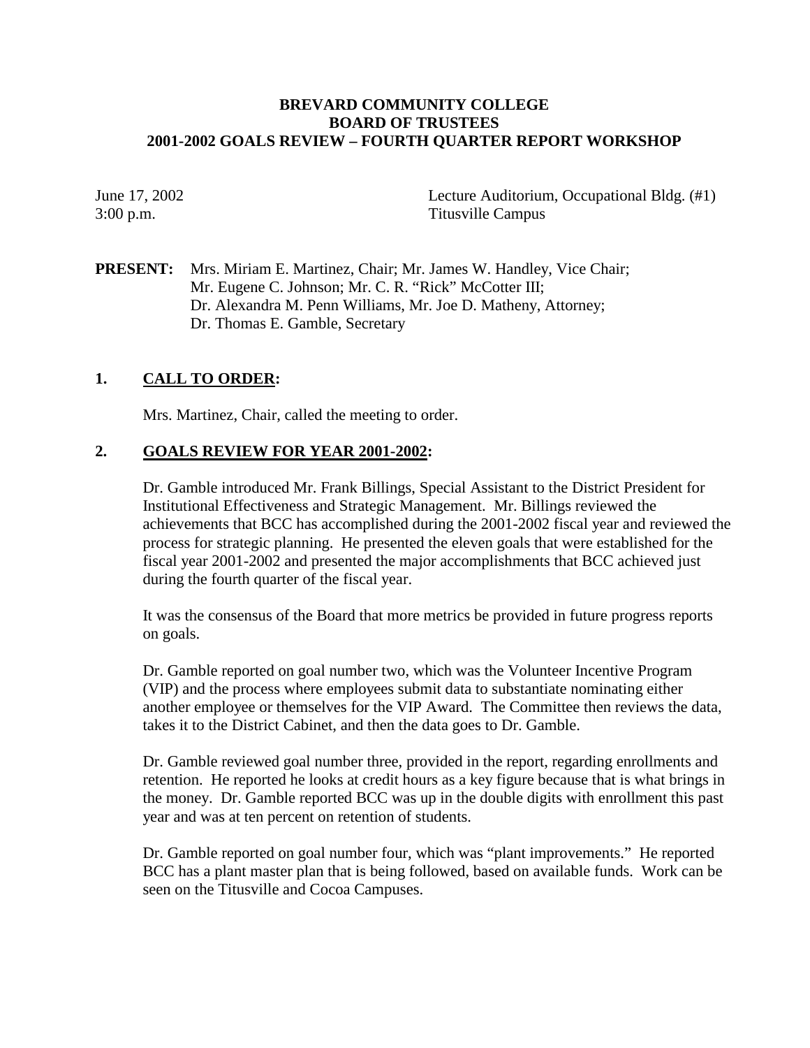# BREVARD COMMUNITY COLLEGE
## BOARD OF TRUSTEES
## 2001-2002 GOALS REVIEW – FOURTH QUARTER REPORT WORKSHOP

June 17, 2002 — Lecture Auditorium, Occupational Bldg. (#1)
3:00 p.m. — Titusville Campus

**PRESENT:** Mrs. Miriam E. Martinez, Chair; Mr. James W. Handley, Vice Chair; Mr. Eugene C. Johnson; Mr. C. R. "Rick" McCotter III; Dr. Alexandra M. Penn Williams, Mr. Joe D. Matheny, Attorney; Dr. Thomas E. Gamble, Secretary

## 1. CALL TO ORDER:

Mrs. Martinez, Chair, called the meeting to order.

## 2. GOALS REVIEW FOR YEAR 2001-2002:

Dr. Gamble introduced Mr. Frank Billings, Special Assistant to the District President for Institutional Effectiveness and Strategic Management. Mr. Billings reviewed the achievements that BCC has accomplished during the 2001-2002 fiscal year and reviewed the process for strategic planning. He presented the eleven goals that were established for the fiscal year 2001-2002 and presented the major accomplishments that BCC achieved just during the fourth quarter of the fiscal year.

It was the consensus of the Board that more metrics be provided in future progress reports on goals.

Dr. Gamble reported on goal number two, which was the Volunteer Incentive Program (VIP) and the process where employees submit data to substantiate nominating either another employee or themselves for the VIP Award. The Committee then reviews the data, takes it to the District Cabinet, and then the data goes to Dr. Gamble.

Dr. Gamble reviewed goal number three, provided in the report, regarding enrollments and retention. He reported he looks at credit hours as a key figure because that is what brings in the money. Dr. Gamble reported BCC was up in the double digits with enrollment this past year and was at ten percent on retention of students.

Dr. Gamble reported on goal number four, which was "plant improvements." He reported BCC has a plant master plan that is being followed, based on available funds. Work can be seen on the Titusville and Cocoa Campuses.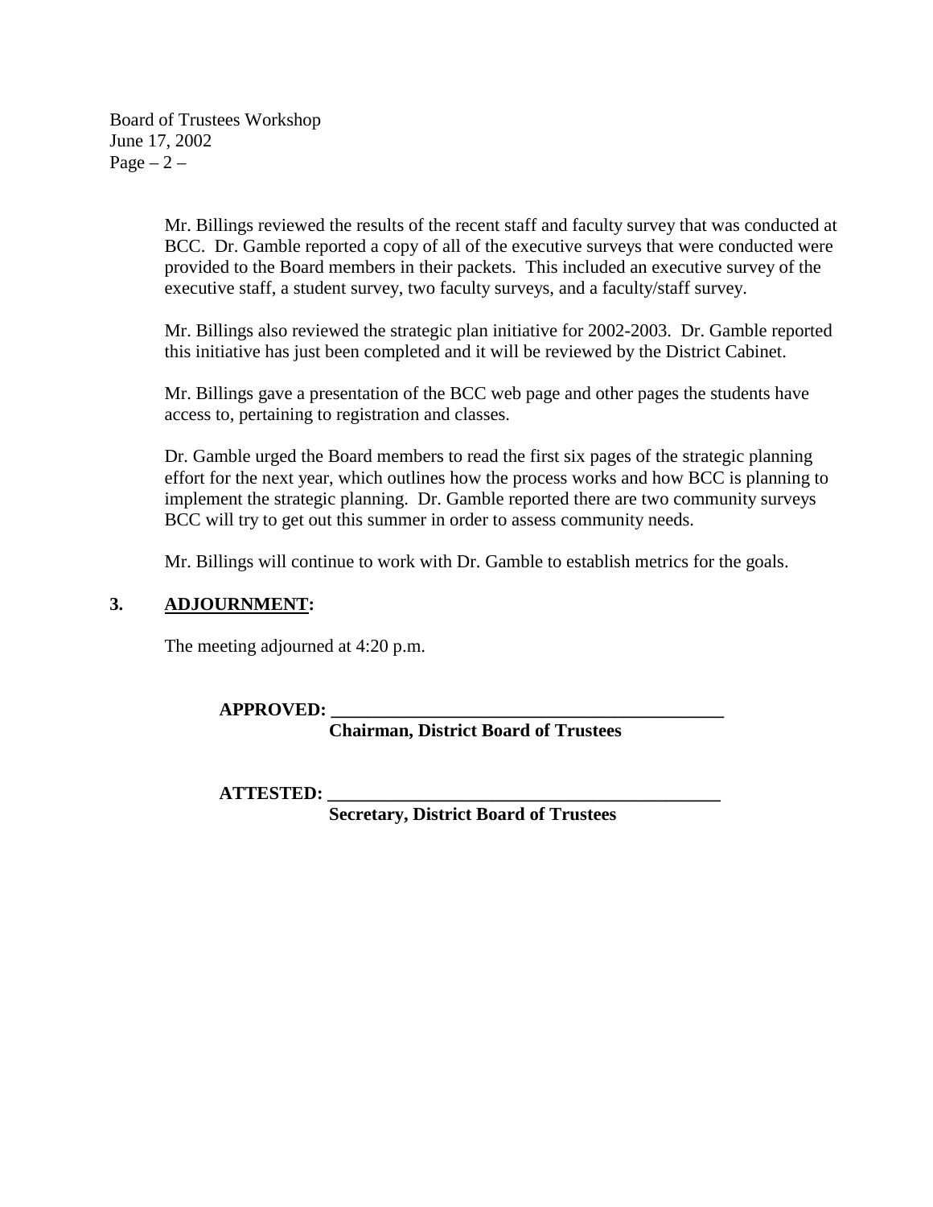Mr. Billings reviewed the results of the recent staff and faculty survey that was conducted at BCC. Dr. Gamble reported a copy of all of the executive surveys that were conducted were provided to the Board members in their packets. This included an executive survey of the executive staff, a student survey, two faculty surveys, and a faculty/staff survey.

Mr. Billings also reviewed the strategic plan initiative for 2002-2003. Dr. Gamble reported this initiative has just been completed and it will be reviewed by the District Cabinet.

Mr. Billings gave a presentation of the BCC web page and other pages the students have access to, pertaining to registration and classes.

Dr. Gamble urged the Board members to read the first six pages of the strategic planning effort for the next year, which outlines how the process works and how BCC is planning to implement the strategic planning. Dr. Gamble reported there are two community surveys BCC will try to get out this summer in order to assess community needs.

Mr. Billings will continue to work with Dr. Gamble to establish metrics for the goals.

**3. ADJOURNMENT:**

The meeting adjourned at 4:20 p.m.

**APPROVED: ____________________________________________**
**Chairman, District Board of Trustees**

**ATTESTED: ____________________________________________**
**Secretary, District Board of Trustees**